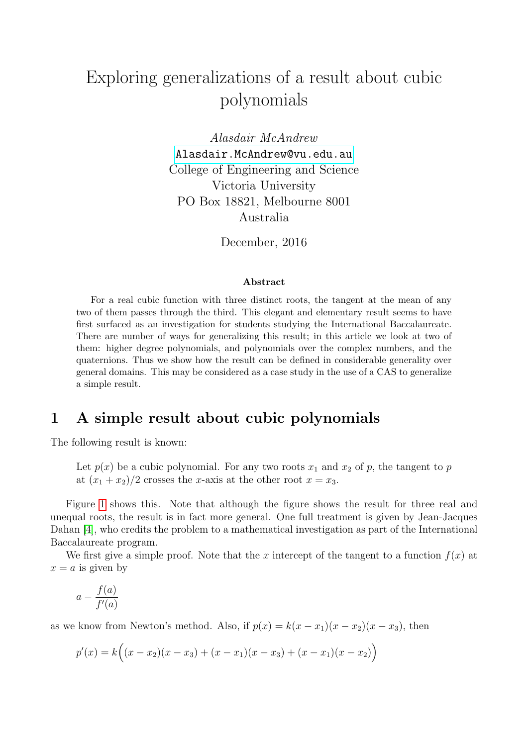# Exploring generalizations of a result about cubic polynomials

*Alasdair McAndrew*
Alasdair.McAndrew@vu.edu.au
College of Engineering and Science
Victoria University
PO Box 18821, Melbourne 8001
Australia

December, 2016

**Abstract**

For a real cubic function with three distinct roots, the tangent at the mean of any two of them passes through the third. This elegant and elementary result seems to have first surfaced as an investigation for students studying the International Baccalaureate. There are number of ways for generalizing this result; in this article we look at two of them: higher degree polynomials, and polynomials over the complex numbers, and the quaternions. Thus we show how the result can be defined in considerable generality over general domains. This may be considered as a case study in the use of a CAS to generalize a simple result.

## 1 A simple result about cubic polynomials

The following result is known:

> Let $p(x)$ be a cubic polynomial. For any two roots $x_1$ and $x_2$ of $p$, the tangent to $p$ at $(x_1 + x_2)/2$ crosses the $x$-axis at the other root $x = x_3$.

Figure 1 shows this. Note that although the figure shows the result for three real and unequal roots, the result is in fact more general. One full treatment is given by Jean-Jacques Dahan [4], who credits the problem to a mathematical investigation as part of the International Baccalaureate program.

We first give a simple proof. Note that the $x$ intercept of the tangent to a function $f(x)$ at $x = a$ is given by

$$a - \frac{f(a)}{f'(a)}$$

as we know from Newton's method. Also, if $p(x) = k(x - x_1)(x - x_2)(x - x_3)$, then

$$p'(x) = k\Big((x - x_2)(x - x_3) + (x - x_1)(x - x_3) + (x - x_1)(x - x_2)\Big)$$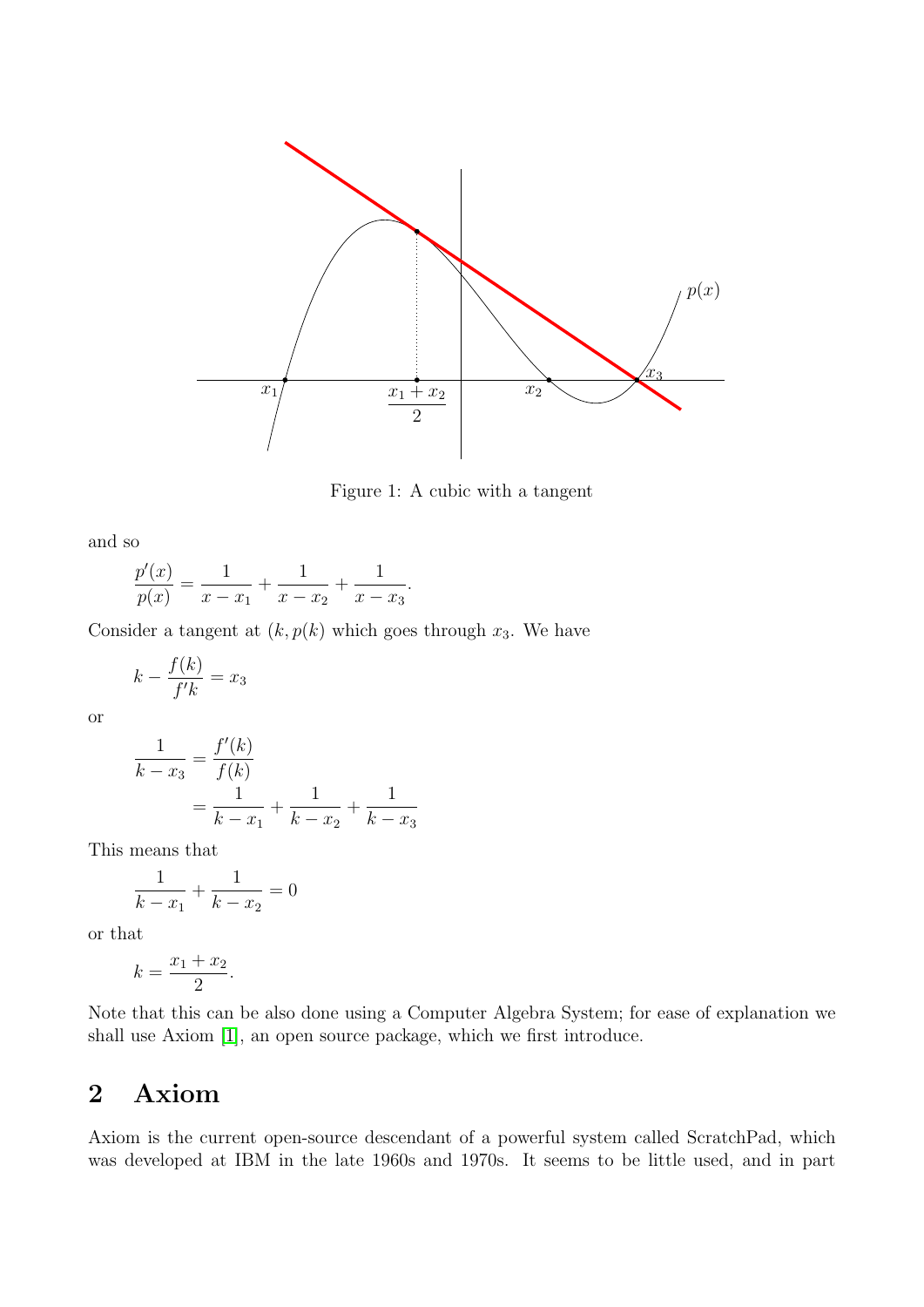Figure 1: A cubic with a tangent

and so

$$\frac{p'(x)}{p(x)} = \frac{1}{x - x_1} + \frac{1}{x - x_2} + \frac{1}{x - x_3}.$$

Consider a tangent at $(k, p(k)$ which goes through $x_3$. We have

$$k - \frac{f(k)}{f'k} = x_3$$

or

$$\begin{aligned}
\frac{1}{k - x_3} &= \frac{f'(k)}{f(k)} \\
&= \frac{1}{k - x_1} + \frac{1}{k - x_2} + \frac{1}{k - x_3}
\end{aligned}$$

This means that

$$\frac{1}{k - x_1} + \frac{1}{k - x_2} = 0$$

or that

$$k = \frac{x_1 + x_2}{2}.$$

Note that this can be also done using a Computer Algebra System; for ease of explanation we shall use Axiom [1], an open source package, which we first introduce.

## 2 Axiom

Axiom is the current open-source descendant of a powerful system called ScratchPad, which was developed at IBM in the late 1960s and 1970s. It seems to be little used, and in part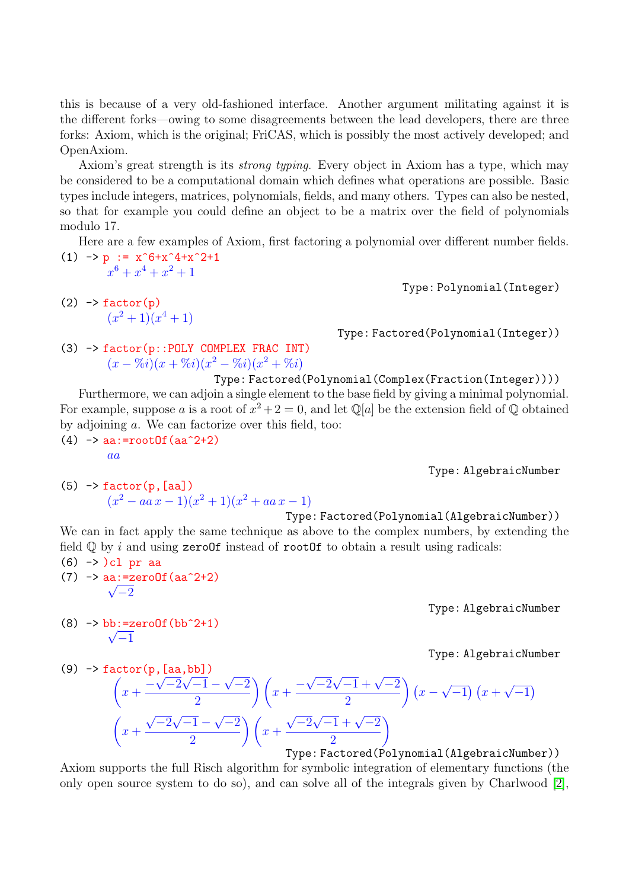this is because of a very old-fashioned interface. Another argument militating against it is the different forks—owing to some disagreements between the lead developers, there are three forks: Axiom, which is the original; FriCAS, which is possibly the most actively developed; and OpenAxiom.

Axiom's great strength is its *strong typing*. Every object in Axiom has a type, which may be considered to be a computational domain which defines what operations are possible. Basic types include integers, matrices, polynomials, fields, and many others. Types can also be nested, so that for example you could define an object to be a matrix over the field of polynomials modulo 17.

Here are a few examples of Axiom, first factoring a polynomial over different number fields.

```
(1) -> p := x^6+x^4+x^2+1
```

$$x^6 + x^4 + x^2 + 1$$

Type: `Polynomial(Integer)`

```
(2) -> factor(p)
```

$$(x^2 + 1)(x^4 + 1)$$

Type: `Factored(Polynomial(Integer))`

```
(3) -> factor(p::POLY COMPLEX FRAC INT)
```

$$(x - \%i)(x + \%i)(x^2 - \%i)(x^2 + \%i)$$

Type: `Factored(Polynomial(Complex(Fraction(Integer))))`

Furthermore, we can adjoin a single element to the base field by giving a minimal polynomial. For example, suppose $a$ is a root of $x^2+2=0$, and let $\mathbb{Q}[a]$ be the extension field of $\mathbb{Q}$ obtained by adjoining $a$. We can factorize over this field, too:

```
(4) -> aa:=rootOf(aa^2+2)
```

$$aa$$

Type: `AlgebraicNumber`

```
(5) -> factor(p,[aa])
```

$$(x^2 - aa\,x - 1)(x^2 + 1)(x^2 + aa\,x - 1)$$

Type: `Factored(Polynomial(AlgebraicNumber))`

We can in fact apply the same technique as above to the complex numbers, by extending the field $\mathbb{Q}$ by $i$ and using `zeroOf` instead of `rootOf` to obtain a result using radicals:

```
(6) -> )cl pr aa
(7) -> aa:=zeroOf(aa^2+2)
```

$$\sqrt{-2}$$

Type: `AlgebraicNumber`

```
(8) -> bb:=zeroOf(bb^2+1)
```

$$\sqrt{-1}$$

Type: `AlgebraicNumber`

```
(9) -> factor(p,[aa,bb])
```

$$\left(x + \frac{-\sqrt{-2}\sqrt{-1} - \sqrt{-2}}{2}\right)\left(x + \frac{-\sqrt{-2}\sqrt{-1} + \sqrt{-2}}{2}\right)\left(x - \sqrt{-1}\right)\left(x + \sqrt{-1}\right)$$
$$\left(x + \frac{\sqrt{-2}\sqrt{-1} - \sqrt{-2}}{2}\right)\left(x + \frac{\sqrt{-2}\sqrt{-1} + \sqrt{-2}}{2}\right)$$

Type: `Factored(Polynomial(AlgebraicNumber))`

Axiom supports the full Risch algorithm for symbolic integration of elementary functions (the only open source system to do so), and can solve all of the integrals given by Charlwood [2],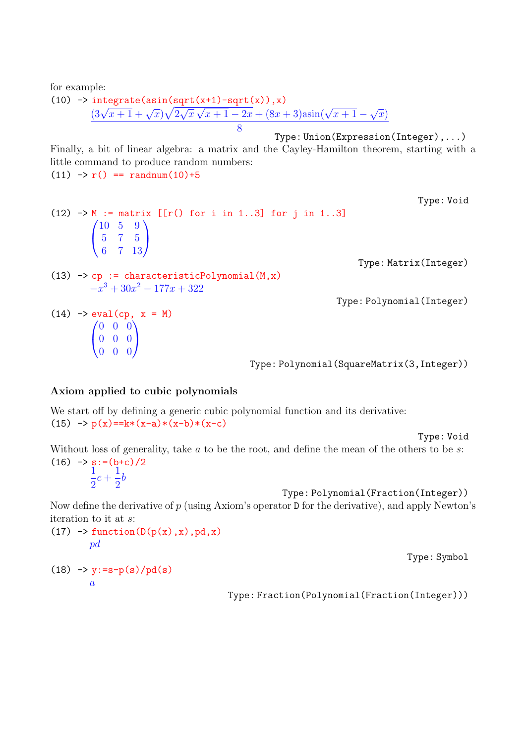for example:

```
(10) -> integrate(asin(sqrt(x+1)-sqrt(x)),x)
```

$$\frac{(3\sqrt{x+1}+\sqrt{x})\sqrt{2\sqrt{x}\,\sqrt{x+1}-2x}+(8x+3)\operatorname{asin}(\sqrt{x+1}-\sqrt{x})}{8}$$

Type: Union(Expression(Integer),...)

Finally, a bit of linear algebra: a matrix and the Cayley-Hamilton theorem, starting with a little command to produce random numbers:

```
(11) -> r() == randnum(10)+5
```

Type: Void

```
(12) -> M := matrix [[r() for i in 1..3] for j in 1..3]
```

$$\begin{pmatrix} 10 & 5 & 9 \\ 5 & 7 & 5 \\ 6 & 7 & 13 \end{pmatrix}$$

Type: Matrix(Integer)

```
(13) -> cp := characteristicPolynomial(M,x)
```

$$-x^3+30x^2-177x+322$$

Type: Polynomial(Integer)

```
(14) -> eval(cp, x = M)
```

$$\begin{pmatrix} 0 & 0 & 0 \\ 0 & 0 & 0 \\ 0 & 0 & 0 \end{pmatrix}$$

Type: Polynomial(SquareMatrix(3,Integer))

**Axiom applied to cubic polynomials**

We start off by defining a generic cubic polynomial function and its derivative:

```
(15) -> p(x)==k*(x-a)*(x-b)*(x-c)
```

Type: Void

Without loss of generality, take $a$ to be the root, and define the mean of the others to be $s$:

```
(16) -> s:=(b+c)/2
```

$$\frac{1}{2}c+\frac{1}{2}b$$

Type: Polynomial(Fraction(Integer))

Now define the derivative of $p$ (using Axiom's operator D for the derivative), and apply Newton's iteration to it at $s$:

```
(17) -> function(D(p(x),x),pd,x)
```

$pd$

Type: Symbol

```
(18) -> y:=s-p(s)/pd(s)
```

$a$

Type: Fraction(Polynomial(Fraction(Integer)))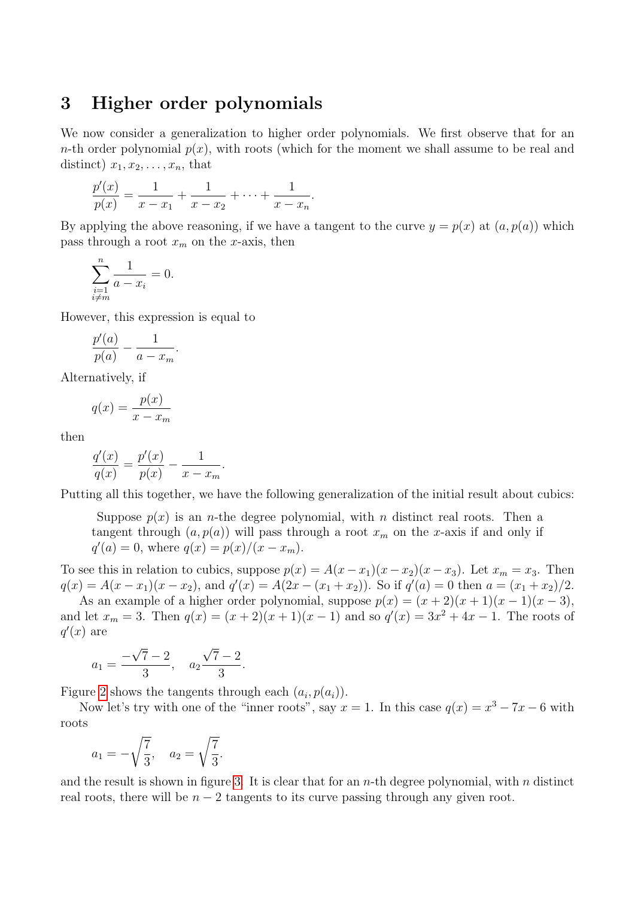## 3 Higher order polynomials

We now consider a generalization to higher order polynomials. We first observe that for an $n$-th order polynomial $p(x)$, with roots (which for the moment we shall assume to be real and distinct) $x_1, x_2, \ldots, x_n$, that

$$\frac{p'(x)}{p(x)} = \frac{1}{x - x_1} + \frac{1}{x - x_2} + \cdots + \frac{1}{x - x_n}.$$

By applying the above reasoning, if we have a tangent to the curve $y = p(x)$ at $(a, p(a))$ which pass through a root $x_m$ on the $x$-axis, then

$$\sum_{\substack{i=1 \\ i \neq m}}^{n} \frac{1}{a - x_i} = 0.$$

However, this expression is equal to

$$\frac{p'(a)}{p(a)} - \frac{1}{a - x_m}.$$

Alternatively, if

$$q(x) = \frac{p(x)}{x - x_m}$$

then

$$\frac{q'(x)}{q(x)} = \frac{p'(x)}{p(x)} - \frac{1}{x - x_m}.$$

Putting all this together, we have the following generalization of the initial result about cubics:

> Suppose $p(x)$ is an $n$-the degree polynomial, with $n$ distinct real roots. Then a tangent through $(a, p(a))$ will pass through a root $x_m$ on the $x$-axis if and only if $q'(a) = 0$, where $q(x) = p(x)/(x - x_m)$.

To see this in relation to cubics, suppose $p(x) = A(x - x_1)(x - x_2)(x - x_3)$. Let $x_m = x_3$. Then $q(x) = A(x - x_1)(x - x_2)$, and $q'(x) = A(2x - (x_1 + x_2))$. So if $q'(a) = 0$ then $a = (x_1 + x_2)/2$.

As an example of a higher order polynomial, suppose $p(x) = (x + 2)(x + 1)(x - 1)(x - 3)$, and let $x_m = 3$. Then $q(x) = (x + 2)(x + 1)(x - 1)$ and so $q'(x) = 3x^2 + 4x - 1$. The roots of $q'(x)$ are

$$a_1 = \frac{-\sqrt{7} - 2}{3}, \quad a_2 \frac{\sqrt{7} - 2}{3}.$$

Figure 2 shows the tangents through each $(a_i, p(a_i))$.

Now let's try with one of the "inner roots", say $x = 1$. In this case $q(x) = x^3 - 7x - 6$ with roots

$$a_1 = -\sqrt{\frac{7}{3}}, \quad a_2 = \sqrt{\frac{7}{3}}.$$

and the result is shown in figure 3. It is clear that for an $n$-th degree polynomial, with $n$ distinct real roots, there will be $n - 2$ tangents to its curve passing through any given root.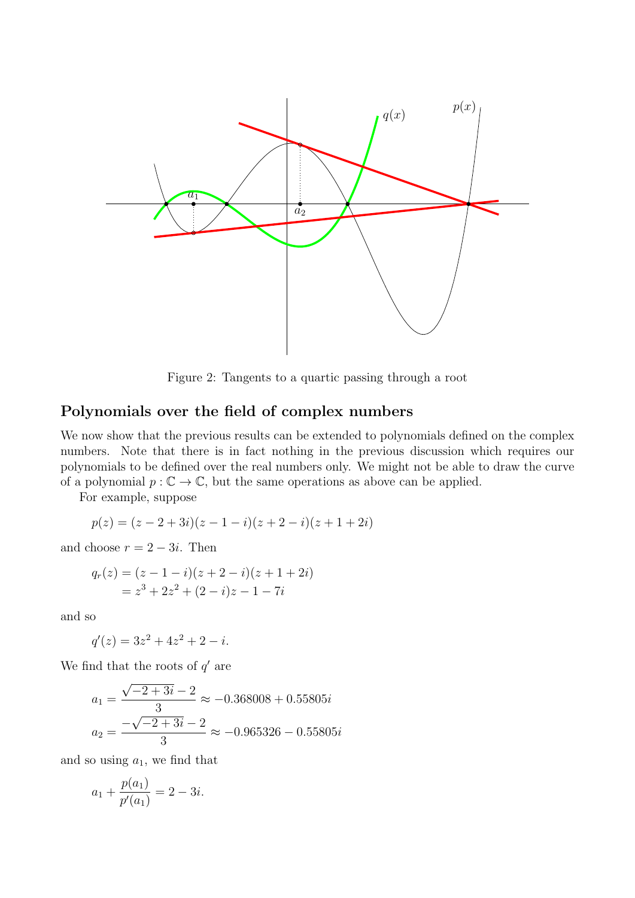Figure 2: Tangents to a quartic passing through a root

## Polynomials over the field of complex numbers

We now show that the previous results can be extended to polynomials defined on the complex numbers. Note that there is in fact nothing in the previous discussion which requires our polynomials to be defined over the real numbers only. We might not be able to draw the curve of a polynomial $p : \mathbb{C} \to \mathbb{C}$, but the same operations as above can be applied.

For example, suppose

$$p(z) = (z - 2 + 3i)(z - 1 - i)(z + 2 - i)(z + 1 + 2i)$$

and choose $r = 2 - 3i$. Then

$$\begin{aligned} q_r(z) &= (z - 1 - i)(z + 2 - i)(z + 1 + 2i) \\ &= z^3 + 2z^2 + (2 - i)z - 1 - 7i \end{aligned}$$

and so

$$q'(z) = 3z^2 + 4z^2 + 2 - i.$$

We find that the roots of $q'$ are

$$\begin{aligned} a_1 &= \frac{\sqrt{-2+3i} - 2}{3} \approx -0.368008 + 0.55805i \\ a_2 &= \frac{-\sqrt{-2+3i} - 2}{3} \approx -0.965326 - 0.55805i \end{aligned}$$

and so using $a_1$, we find that

$$a_1 + \frac{p(a_1)}{p'(a_1)} = 2 - 3i.$$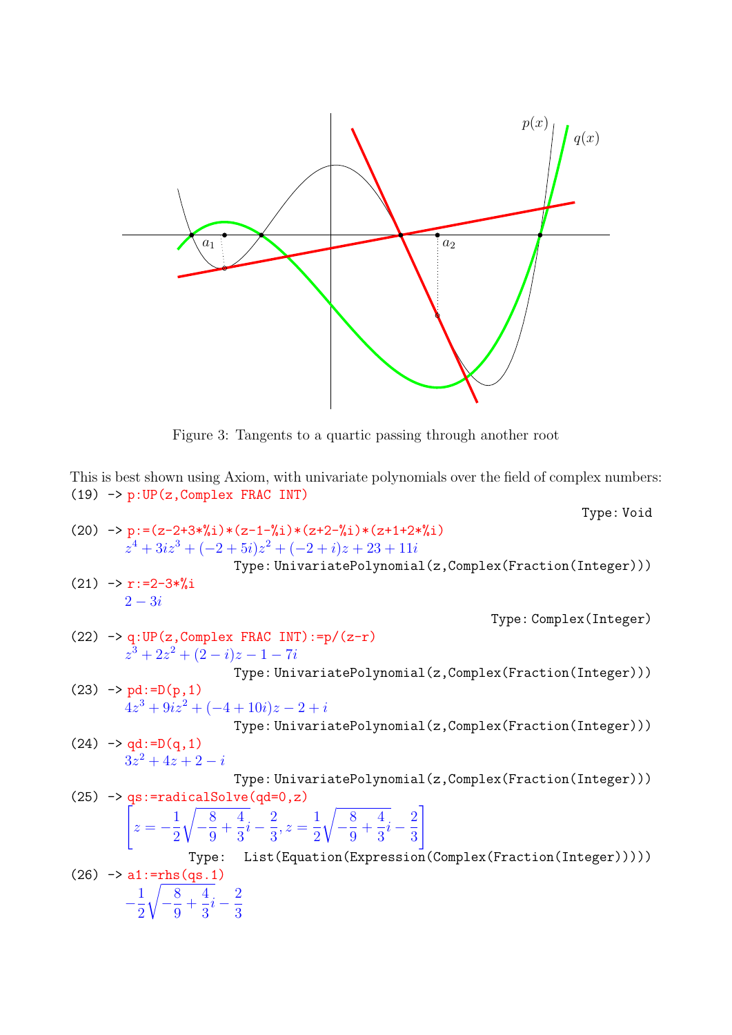Figure 3: Tangents to a quartic passing through another root

This is best shown using Axiom, with univariate polynomials over the field of complex numbers:

```
(19) -> p:UP(z,Complex FRAC INT)
```

Type: Void

```
(20) -> p:=(z-2+3*%i)*(z-1-%i)*(z+2-%i)*(z+1+2*%i)
```

$$z^4 + 3iz^3 + (-2+5i)z^2 + (-2+i)z + 23 + 11i$$

Type: UnivariatePolynomial(z,Complex(Fraction(Integer)))

```
(21) -> r:=2-3*%i
```

$$2 - 3i$$

Type: Complex(Integer)

```
(22) -> q:UP(z,Complex FRAC INT):=p/(z-r)
```

$$z^3 + 2z^2 + (2-i)z - 1 - 7i$$

Type: UnivariatePolynomial(z,Complex(Fraction(Integer)))

```
(23) -> pd:=D(p,1)
```

$$4z^3 + 9iz^2 + (-4+10i)z - 2 + i$$

Type: UnivariatePolynomial(z,Complex(Fraction(Integer)))

```
(24) -> qd:=D(q,1)
```

$$3z^2 + 4z + 2 - i$$

Type: UnivariatePolynomial(z,Complex(Fraction(Integer)))

```
(25) -> qs:=radicalSolve(qd=0,z)
```

$$\left[z = -\frac{1}{2}\sqrt{-\frac{8}{9}+\frac{4}{3}i} - \frac{2}{3}, z = \frac{1}{2}\sqrt{-\frac{8}{9}+\frac{4}{3}i} - \frac{2}{3}\right]$$

Type: List(Equation(Expression(Complex(Fraction(Integer)))))

```
(26) -> a1:=rhs(qs.1)
```

$$-\frac{1}{2}\sqrt{-\frac{8}{9}+\frac{4}{3}i} - \frac{2}{3}$$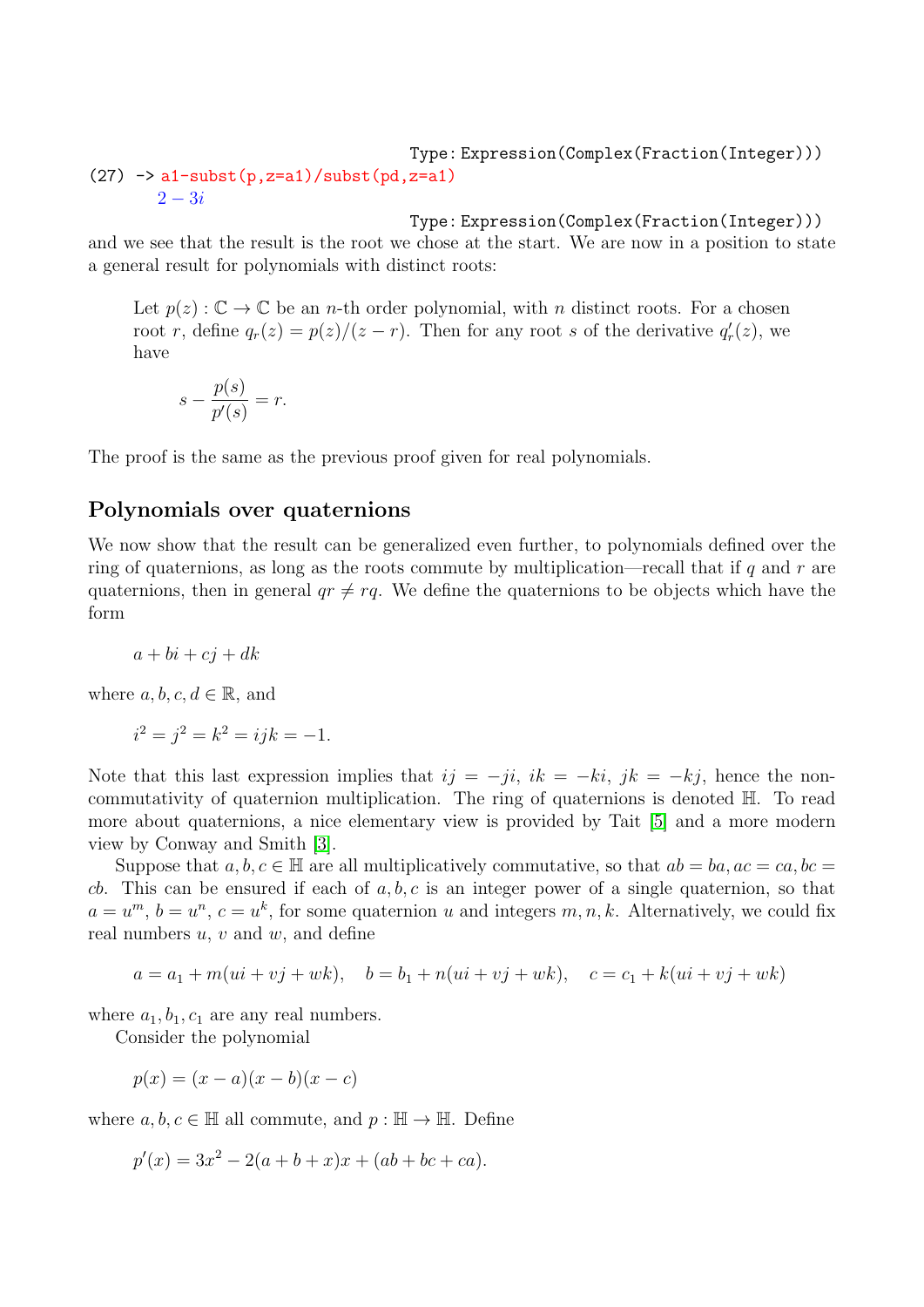```
                                        Type: Expression(Complex(Fraction(Integer)))
(27) -> a1-subst(p,z=a1)/subst(pd,z=a1)
        2 - 3i
                                        Type: Expression(Complex(Fraction(Integer)))
```

and we see that the result is the root we chose at the start. We are now in a position to state a general result for polynomials with distinct roots:

> Let $p(z) : \mathbb{C} \to \mathbb{C}$ be an $n$-th order polynomial, with $n$ distinct roots. For a chosen root $r$, define $q_r(z) = p(z)/(z-r)$. Then for any root $s$ of the derivative $q'_r(z)$, we have
>
> $$s - \frac{p(s)}{p'(s)} = r.$$

The proof is the same as the previous proof given for real polynomials.

## Polynomials over quaternions

We now show that the result can be generalized even further, to polynomials defined over the ring of quaternions, as long as the roots commute by multiplication—recall that if $q$ and $r$ are quaternions, then in general $qr \neq rq$. We define the quaternions to be objects which have the form

$$a + bi + cj + dk$$

where $a, b, c, d \in \mathbb{R}$, and

$$i^2 = j^2 = k^2 = ijk = -1.$$

Note that this last expression implies that $ij = -ji$, $ik = -ki$, $jk = -kj$, hence the non-commutativity of quaternion multiplication. The ring of quaternions is denoted $\mathbb{H}$. To read more about quaternions, a nice elementary view is provided by Tait [5] and a more modern view by Conway and Smith [3].

Suppose that $a, b, c \in \mathbb{H}$ are all multiplicatively commutative, so that $ab = ba, ac = ca, bc = cb$. This can be ensured if each of $a, b, c$ is an integer power of a single quaternion, so that $a = u^m$, $b = u^n$, $c = u^k$, for some quaternion $u$ and integers $m, n, k$. Alternatively, we could fix real numbers $u$, $v$ and $w$, and define

$$a = a_1 + m(ui + vj + wk), \quad b = b_1 + n(ui + vj + wk), \quad c = c_1 + k(ui + vj + wk)$$

where $a_1, b_1, c_1$ are any real numbers.

Consider the polynomial

$$p(x) = (x-a)(x-b)(x-c)$$

where $a, b, c \in \mathbb{H}$ all commute, and $p : \mathbb{H} \to \mathbb{H}$. Define

$$p'(x) = 3x^2 - 2(a+b+x)x + (ab+bc+ca).$$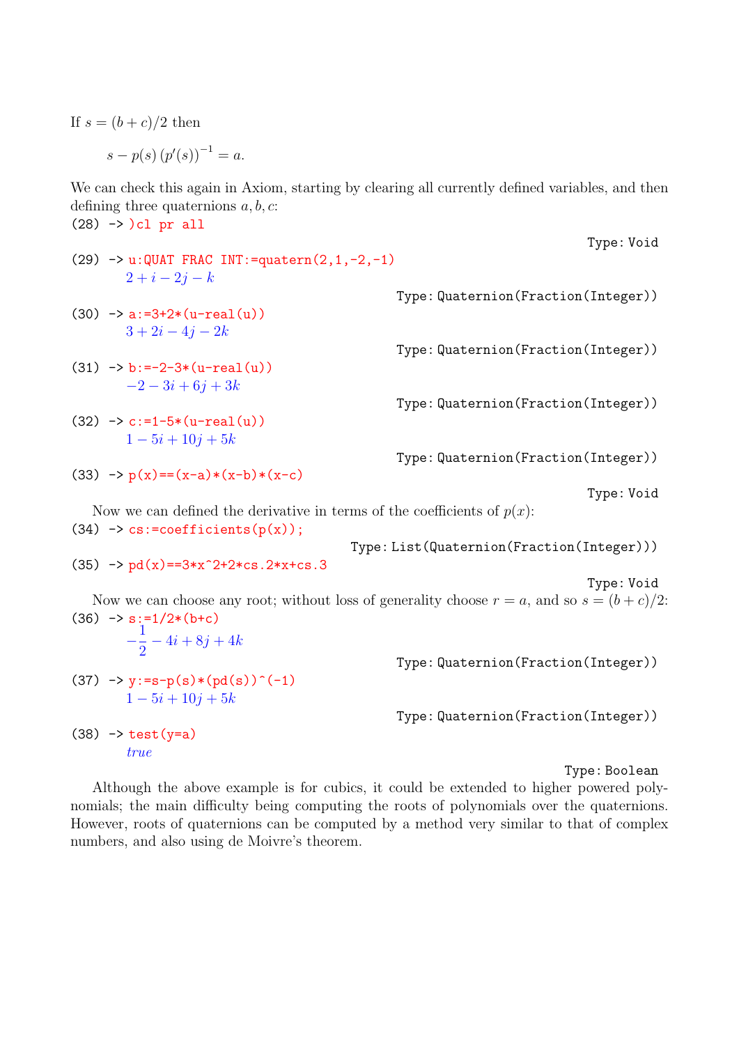If $s = (b+c)/2$ then

$$s - p(s)\,(p'(s))^{-1} = a.$$

We can check this again in Axiom, starting by clearing all currently defined variables, and then defining three quaternions $a, b, c$:

```
(28) -> )cl pr all
```

Type: Void

```
(29) -> u:QUAT FRAC INT:=quatern(2,1,-2,-1)
```

$2 + i - 2j - k$

Type: Quaternion(Fraction(Integer))

```
(30) -> a:=3+2*(u-real(u))
```

$3 + 2i - 4j - 2k$

Type: Quaternion(Fraction(Integer))

```
(31) -> b:=-2-3*(u-real(u))
```

$-2 - 3i + 6j + 3k$

Type: Quaternion(Fraction(Integer))

```
(32) -> c:=1-5*(u-real(u))
```

$1 - 5i + 10j + 5k$

Type: Quaternion(Fraction(Integer))

```
(33) -> p(x)==(x-a)*(x-b)*(x-c)
```

Type: Void

Now we can defined the derivative in terms of the coefficients of $p(x)$:

```
(34) -> cs:=coefficients(p(x));
```

Type: List(Quaternion(Fraction(Integer)))

```
(35) -> pd(x)==3*x^2+2*cs.2*x+cs.3
```

Type: Void

Now we can choose any root; without loss of generality choose $r = a$, and so $s = (b+c)/2$:

```
(36) -> s:=1/2*(b+c)
```

$-\frac{1}{2} - 4i + 8j + 4k$

Type: Quaternion(Fraction(Integer))

```
(37) -> y:=s-p(s)*(pd(s))^(-1)
```

$1 - 5i + 10j + 5k$

Type: Quaternion(Fraction(Integer))

```
(38) -> test(y=a)
```

*true*

Type: Boolean

Although the above example is for cubics, it could be extended to higher powered polynomials; the main difficulty being computing the roots of polynomials over the quaternions. However, roots of quaternions can be computed by a method very similar to that of complex numbers, and also using de Moivre's theorem.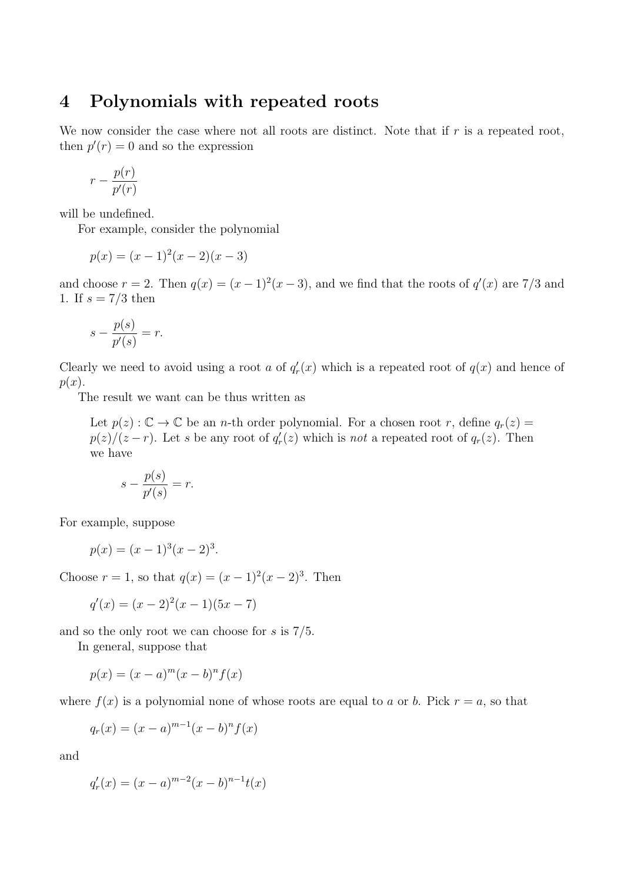# 4 Polynomials with repeated roots

We now consider the case where not all roots are distinct. Note that if $r$ is a repeated root, then $p'(r) = 0$ and so the expression

$$r - \frac{p(r)}{p'(r)}$$

will be undefined.

For example, consider the polynomial

$$p(x) = (x-1)^2(x-2)(x-3)$$

and choose $r = 2$. Then $q(x) = (x-1)^2(x-3)$, and we find that the roots of $q'(x)$ are $7/3$ and 1. If $s = 7/3$ then

$$s - \frac{p(s)}{p'(s)} = r.$$

Clearly we need to avoid using a root $a$ of $q_r'(x)$ which is a repeated root of $q(x)$ and hence of $p(x)$.

The result we want can be thus written as

> Let $p(z) : \mathbb{C} \to \mathbb{C}$ be an $n$-th order polynomial. For a chosen root $r$, define $q_r(z) = p(z)/(z-r)$. Let $s$ be any root of $q_r'(z)$ which is *not* a repeated root of $q_r(z)$. Then we have
>
> $$s - \frac{p(s)}{p'(s)} = r.$$

For example, suppose

$$p(x) = (x-1)^3(x-2)^3.$$

Choose $r = 1$, so that $q(x) = (x-1)^2(x-2)^3$. Then

$$q'(x) = (x-2)^2(x-1)(5x-7)$$

and so the only root we can choose for $s$ is $7/5$.

In general, suppose that

$$p(x) = (x-a)^m(x-b)^n f(x)$$

where $f(x)$ is a polynomial none of whose roots are equal to $a$ or $b$. Pick $r = a$, so that

$$q_r(x) = (x-a)^{m-1}(x-b)^n f(x)$$

and

$$q_r'(x) = (x-a)^{m-2}(x-b)^{n-1}t(x)$$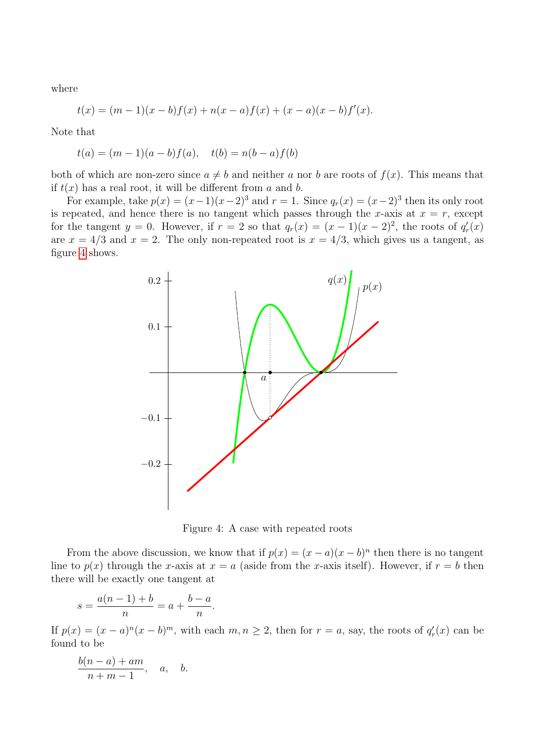where

$$t(x) = (m-1)(x-b)f(x) + n(x-a)f(x) + (x-a)(x-b)f'(x).$$

Note that

$$t(a) = (m-1)(a-b)f(a), \quad t(b) = n(b-a)f(b)$$

both of which are non-zero since $a \neq b$ and neither $a$ nor $b$ are roots of $f(x)$. This means that if $t(x)$ has a real root, it will be different from $a$ and $b$.

For example, take $p(x) = (x-1)(x-2)^3$ and $r = 1$. Since $q_r(x) = (x-2)^3$ then its only root is repeated, and hence there is no tangent which passes through the $x$-axis at $x = r$, except for the tangent $y = 0$. However, if $r = 2$ so that $q_r(x) = (x-1)(x-2)^2$, the roots of $q_r'(x)$ are $x = 4/3$ and $x = 2$. The only non-repeated root is $x = 4/3$, which gives us a tangent, as figure 4 shows.

Figure 4: A case with repeated roots

From the above discussion, we know that if $p(x) = (x-a)(x-b)^n$ then there is no tangent line to $p(x)$ through the $x$-axis at $x = a$ (aside from the $x$-axis itself). However, if $r = b$ then there will be exactly one tangent at

$$s = \frac{a(n-1)+b}{n} = a + \frac{b-a}{n}.$$

If $p(x) = (x-a)^n(x-b)^m$, with each $m, n \geq 2$, then for $r = a$, say, the roots of $q_r'(x)$ can be found to be

$$\frac{b(n-a)+am}{n+m-1}, \quad a, \quad b.$$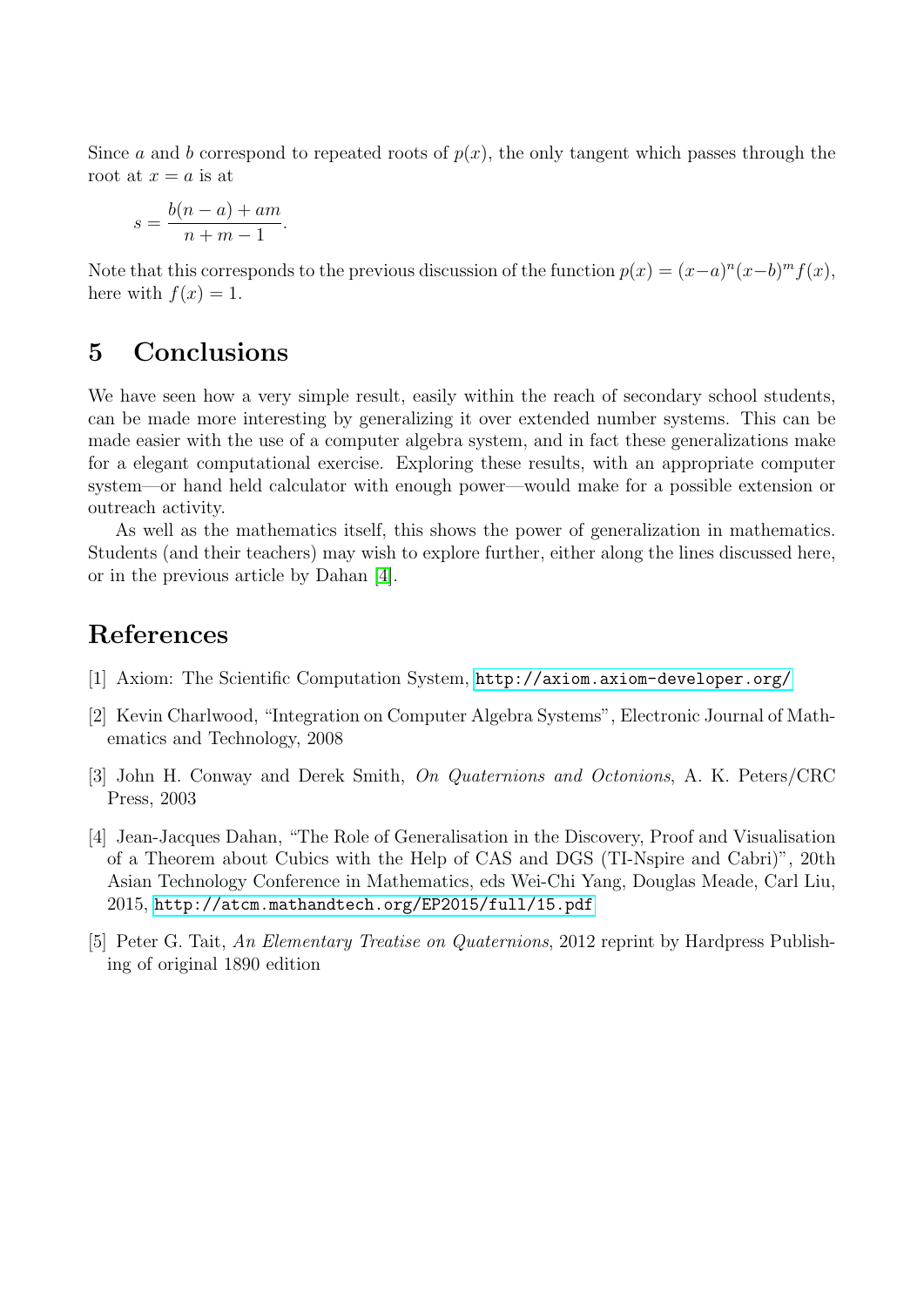Since $a$ and $b$ correspond to repeated roots of $p(x)$, the only tangent which passes through the root at $x = a$ is at

$$s = \frac{b(n-a)+am}{n+m-1}.$$

Note that this corresponds to the previous discussion of the function $p(x) = (x-a)^n(x-b)^m f(x)$, here with $f(x) = 1$.

## 5 Conclusions

We have seen how a very simple result, easily within the reach of secondary school students, can be made more interesting by generalizing it over extended number systems. This can be made easier with the use of a computer algebra system, and in fact these generalizations make for a elegant computational exercise. Exploring these results, with an appropriate computer system—or hand held calculator with enough power—would make for a possible extension or outreach activity.

As well as the mathematics itself, this shows the power of generalization in mathematics. Students (and their teachers) may wish to explore further, either along the lines discussed here, or in the previous article by Dahan [4].

## References

[1] Axiom: The Scientific Computation System, http://axiom.axiom-developer.org/

[2] Kevin Charlwood, "Integration on Computer Algebra Systems", Electronic Journal of Mathematics and Technology, 2008

[3] John H. Conway and Derek Smith, *On Quaternions and Octonions*, A. K. Peters/CRC Press, 2003

[4] Jean-Jacques Dahan, "The Role of Generalisation in the Discovery, Proof and Visualisation of a Theorem about Cubics with the Help of CAS and DGS (TI-Nspire and Cabri)", 20th Asian Technology Conference in Mathematics, eds Wei-Chi Yang, Douglas Meade, Carl Liu, 2015, http://atcm.mathandtech.org/EP2015/full/15.pdf

[5] Peter G. Tait, *An Elementary Treatise on Quaternions*, 2012 reprint by Hardpress Publishing of original 1890 edition